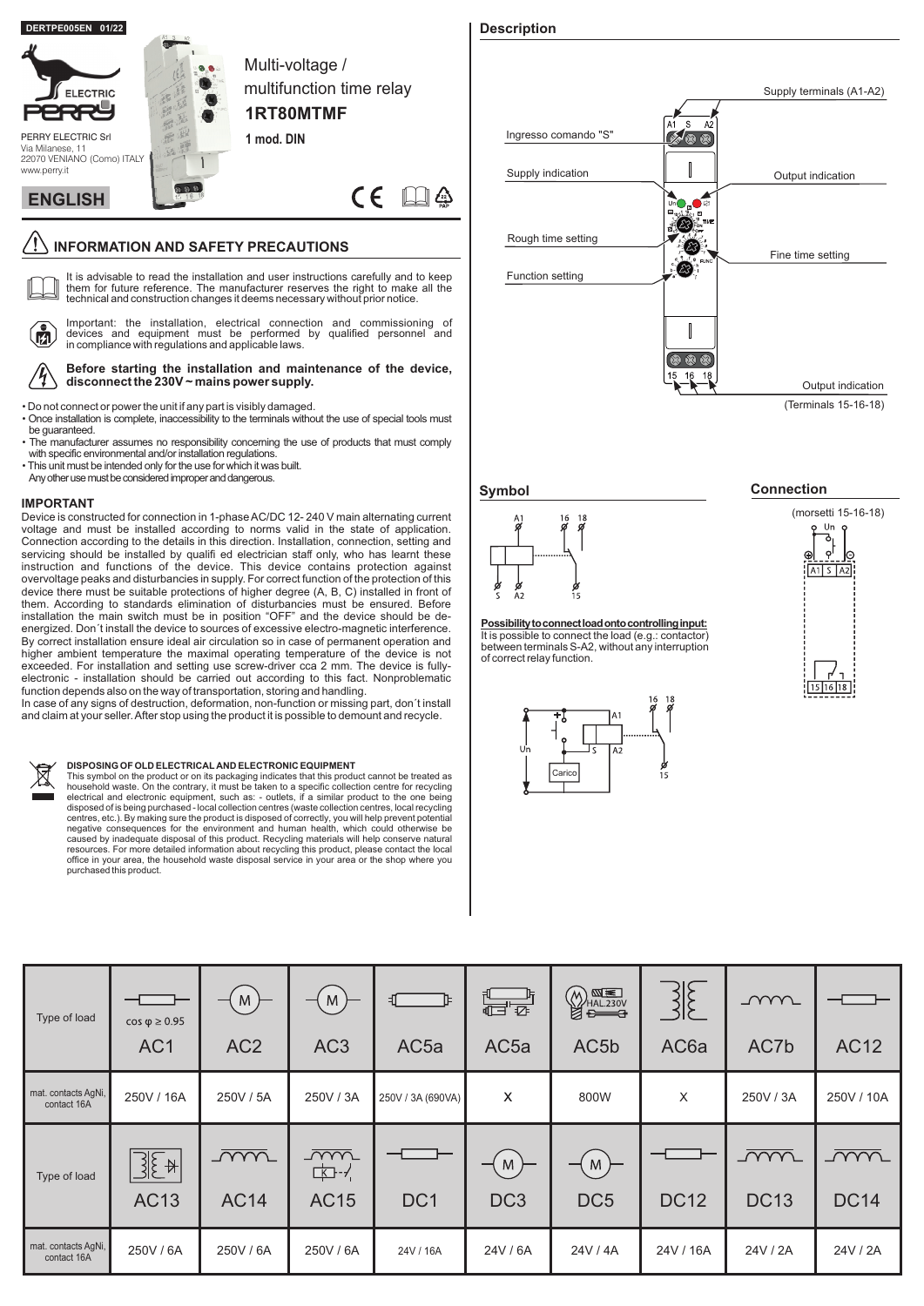DERTPE005EN 01/22

PERRY ELECTRIC Srl
Via Milanese, 11
22070 VENIANO (Como) ITALY
www.perry.it

# ENGLISH

Multi-voltage / multifunction time relay

**1RT80MTMF**

1 mod. DIN

## INFORMATION AND SAFETY PRECAUTIONS

It is advisable to read the installation and user instructions carefully and to keep them for future reference. The manufacturer reserves the right to make all the technical and construction changes it deems necessary without prior notice.

Important: the installation, electrical connection and commissioning of devices and equipment must be performed by qualified personnel and in compliance with regulations and applicable laws.

**Before starting the installation and maintenance of the device, disconnect the 230V ~ mains power supply.**

- Do not connect or power the unit if any part is visibly damaged.
- Once installation is complete, inaccessibility to the terminals without the use of special tools must be guaranteed.
- The manufacturer assumes no responsibility concerning the use of products that must comply with specific environmental and/or installation regulations.
- This unit must be intended only for the use for which it was built.
  Any other use must be considered improper and dangerous.

### IMPORTANT

Device is constructed for connection in 1-phase AC/DC 12- 240 V main alternating current voltage and must be installed according to norms valid in the state of application. Connection according to the details in this direction. Installation, connection, setting and servicing should be installed by qualifi ed electrician staff only, who has learnt these instruction and functions of the device. This device contains protection against overvoltage peaks and disturbancies in supply. For correct function of the protection of this device there must be suitable protections of higher degree (A, B, C) installed in front of them. According to standards elimination of disturbancies must be ensured. Before installation the main switch must be in position "OFF" and the device should be de-energized. Don´t install the device to sources of excessive electro-magnetic interference. By correct installation ensure ideal air circulation so in case of permanent operation and higher ambient temperature the maximal operating temperature of the device is not exceeded. For installation and setting use screw-driver cca 2 mm. The device is fully-electronic - installation should be carried out according to this fact. Nonproblematic function depends also on the way of transportation, storing and handling.
In case of any signs of destruction, deformation, non-function or missing part, don´t install and claim at your seller. After stop using the product it is possible to demount and recycle.

**DISPOSING OF OLD ELECTRICAL AND ELECTRONIC EQUIPMENT**
This symbol on the product or on its packaging indicates that this product cannot be treated as household waste. On the contrary, it must be taken to a specific collection centre for recycling electrical and electronic equipment, such as: - outlets, if a similar product to the one being disposed of is being purchased - local collection centres (waste collection centres, local recycling centres, etc.). By making sure the product is disposed of correctly, you will help prevent potential negative consequences for the environment and human health, which could otherwise be caused by inadequate disposal of this product. Recycling materials will help conserve natural resources. For more detailed information about recycling this product, please contact the local office in your area, the household waste disposal service in your area or the shop where you purchased this product.

## Description

- Supply terminals (A1-A2)
- Ingresso comando "S"
- Supply indication
- Output indication
- Rough time setting
- Fine time setting
- Function setting
- Output indication (Terminals 15-16-18)

## Symbol

A1, 16, 18, S, A2, 15

**Possibility to connect load onto controlling input:**
It is possible to connect the load (e.g.: contactor) between terminals S-A2, without any interruption of correct relay function.

Un, Carico, A1, S, A2, 16, 18, 15

## Connection

(morsetti 15-16-18)

Un, A1, S, A2, 15, 16, 18

| Type of load | $\cos\varphi \geq 0.95$ AC1 | AC2 | AC3 | AC5a | AC5a | AC5b | AC6a | AC7b | AC12 |
|---|---|---|---|---|---|---|---|---|---|
| mat. contacts AgNi, contact 16A | 250V / 16A | 250V / 5A | 250V / 3A | 250V / 3A (690VA) | X | 800W | X | 250V / 3A | 250V / 10A |
| Type of load | AC13 | AC14 | AC15 | DC1 | DC3 | DC5 | DC12 | DC13 | DC14 |
| mat. contacts AgNi, contact 16A | 250V / 6A | 250V / 6A | 250V / 6A | 24V / 16A | 24V / 6A | 24V / 4A | 24V / 16A | 24V / 2A | 24V / 2A |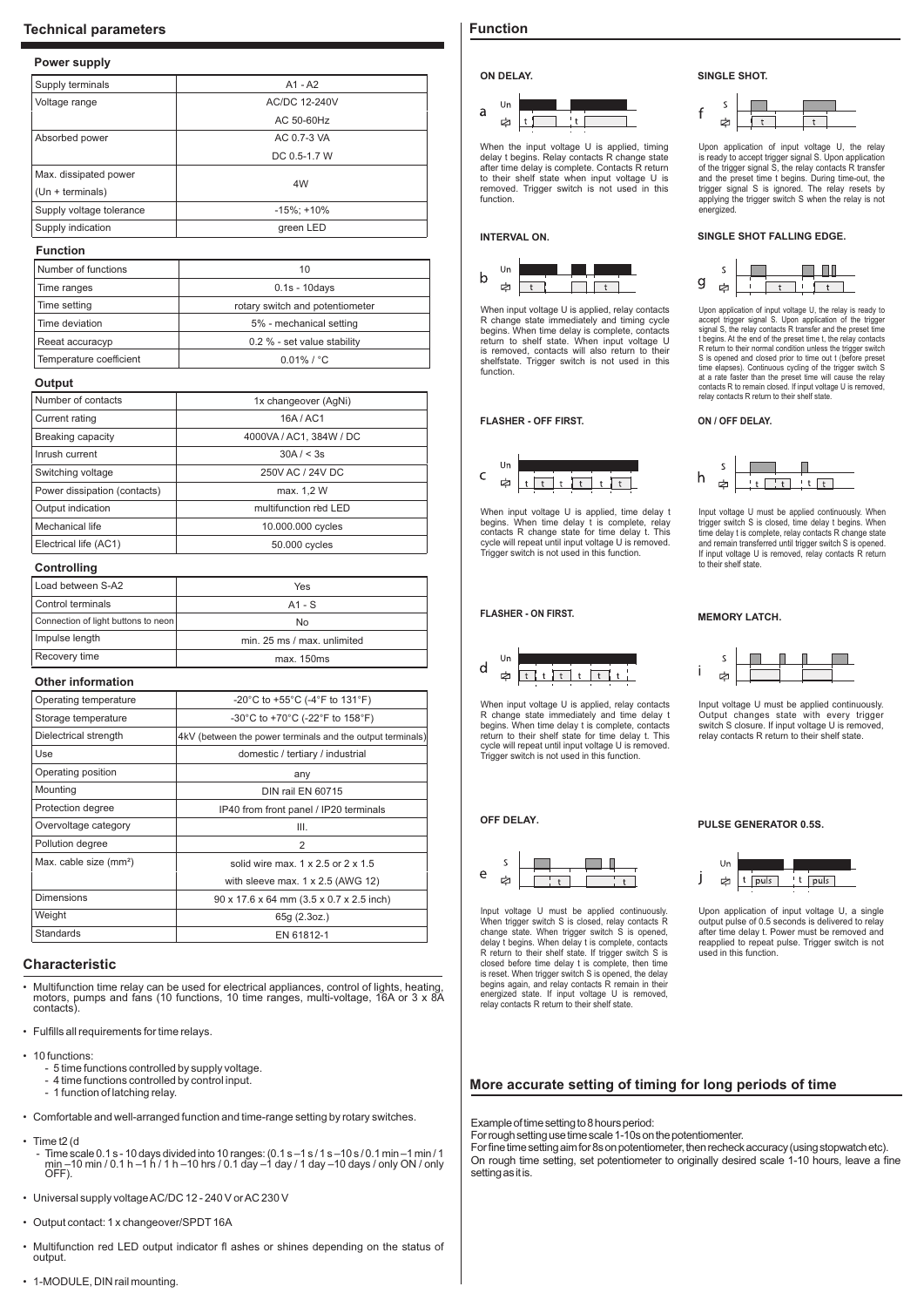## Technical parameters

**Power supply**

| | |
|---|---|
| Supply terminals | A1 - A2 |
| Voltage range | AC/DC 12-240V |
| | AC 50-60Hz |
| Absorbed power | AC 0.7-3 VA |
| | DC 0.5-1.7 W |
| Max. dissipated power (Un + terminals) | 4W |
| Supply voltage tolerance | -15%; +10% |
| Supply indication | green LED |

**Function**

| | |
|---|---|
| Number of functions | 10 |
| Time ranges | 0.1s - 10days |
| Time setting | rotary switch and potentiometer |
| Time deviation | 5% - mechanical setting |
| Reeat accuracyp | 0.2 % - set value stability |
| Temperature coefficient | 0.01% / °C |

**Output**

| | |
|---|---|
| Number of contacts | 1x changeover (AgNi) |
| Current rating | 16A / AC1 |
| Breaking capacity | 4000VA / AC1, 384W / DC |
| Inrush current | 30A / < 3s |
| Switching voltage | 250V AC / 24V DC |
| Power dissipation (contacts) | max. 1,2 W |
| Output indication | multifunction red LED |
| Mechanical life | 10.000.000 cycles |
| Electrical life (AC1) | 50.000 cycles |

**Controlling**

| | |
|---|---|
| Load between S-A2 | Yes |
| Control terminals | A1 - S |
| Connection of light buttons to neon | No |
| Impulse length | min. 25 ms / max. unlimited |
| Recovery time | max. 150ms |

**Other information**

| | |
|---|---|
| Operating temperature | -20°C to +55°C (-4°F to 131°F) |
| Storage temperature | -30°C to +70°C (-22°F to 158°F) |
| Dielectrical strength | 4kV (between the power terminals and the output terminals) |
| Use | domestic / tertiary / industrial |
| Operating position | any |
| Mounting | DIN rail EN 60715 |
| Protection degree | IP40 from front panel / IP20 terminals |
| Overvoltage category | III. |
| Pollution degree | 2 |
| Max. cable size (mm²) | solid wire max. 1 x 2.5 or 2 x 1.5 |
| | with sleeve max. 1 x 2.5 (AWG 12) |
| Dimensions | 90 x 17.6 x 64 mm (3.5 x 0.7 x 2.5 inch) |
| Weight | 65g (2.3oz.) |
| Standards | EN 61812-1 |

## Characteristic

- Multifunction time relay can be used for electrical appliances, control of lights, heating, motors, pumps and fans (10 functions, 10 time ranges, multi-voltage, 16A or 3 x 8A contacts).
- Fulfills all requirements for time relays.
- 10 functions:
  - 5 time functions controlled by supply voltage.
  - 4 time functions controlled by control input.
  - 1 function of latching relay.
- Comfortable and well-arranged function and time-range setting by rotary switches.
- Time t2 (d
  - Time scale 0.1 s - 10 days divided into 10 ranges: (0.1 s –1 s / 1 s –10 s / 0.1 min –1 min / 1 min –10 min / 0.1 h –1 h / 1 h –10 hrs / 0.1 day –1 day / 1 day –10 days / only ON / only OFF).
- Universal supply voltage AC/DC 12 - 240 V or AC 230 V
- Output contact: 1 x changeover/SPDT 16A
- Multifunction red LED output indicator fl ashes or shines depending on the status of output.
- 1-MODULE, DIN rail mounting.

## Function

**ON DELAY.**

a

Un

t t

When the input voltage U is applied, timing delay t begins. Relay contacts R change state after time delay is complete. Contacts R return to their shelf state when input voltage U is removed. Trigger switch is not used in this function.

**INTERVAL ON.**

b

Un

t t

When input voltage U is applied, relay contacts R change state immediately and timing cycle begins. When time delay is complete, contacts return to shelf state. When input voltage U is removed, contacts will also return to their shelfstate. Trigger switch is not used in this function.

**FLASHER - OFF FIRST.**

c

Un

t t t t t t

When input voltage U is applied, time delay t begins. When time delay t is complete, relay contacts R change state for time delay t. This cycle will repeat until input voltage U is removed. Trigger switch is not used in this function.

**FLASHER - ON FIRST.**

d

Un

t t t t t t

When input voltage U is applied, relay contacts R change state immediately and time delay t begins. When time delay t is complete, contacts return to their shelf state for time delay t. This cycle will repeat until input voltage U is removed. Trigger switch is not used in this function.

**OFF DELAY.**

e

S

t t

Input voltage U must be applied continuously. When trigger switch S is closed, relay contacts R change state. When trigger switch S is opened, delay t begins. When delay t is complete, contacts R return to their shelf state. If trigger switch S is closed before time delay t is complete, then time is reset. When trigger switch S is opened, the delay begins again, and relay contacts R remain in their energized state. If input voltage U is removed, relay contacts R return to their shelf state.

**SINGLE SHOT.**

f

S

t t

Upon application of input voltage U, the relay is ready to accept trigger signal S. Upon application of the trigger signal S, the relay contacts R transfer and the preset time t begins. During time-out, the trigger signal S is ignored. The relay resets by applying the trigger switch S when the relay is not energized.

**SINGLE SHOT FALLING EDGE.**

g

S

t t

Upon application of input voltage U, the relay is ready to accept trigger signal S. Upon application of the trigger signal S, the relay contacts R transfer and the preset time t begins. At the end of the preset time t, the relay contacts R return to their normal condition unless the trigger switch S is opened and closed prior to time out t (before preset time elapses). Continuous cycling of the trigger switch S at a rate faster than the preset time will cause the relay contacts R to remain closed. If input voltage U is removed, relay contacts R return to their shelf state.

**ON / OFF DELAY.**

h

S

t t t t

Input voltage U must be applied continuously. When trigger switch S is closed, time delay t begins. When time delay t is complete, relay contacts R change state and remain transferred until trigger switch S is opened. If input voltage U is removed, relay contacts R return to their shelf state.

**MEMORY LATCH.**

i

S

Input voltage U must be applied continuously. Output changes state with every trigger switch S closure. If input voltage U is removed, relay contacts R return to their shelf state.

**PULSE GENERATOR 0.5S.**

j

Un

t puls t puls

Upon application of input voltage U, a single output pulse of 0.5 seconds is delivered to relay after time delay t. Power must be removed and reapplied to repeat pulse. Trigger switch is not used in this function.

## More accurate setting of timing for long periods of time

Example of time setting to 8 hours period:
For rough setting use time scale 1-10s on the potentiomenter.
For fine time setting aim for 8s on potentiometer, then recheck accuracy (using stopwatch etc).
On rough time setting, set potentiometer to originally desired scale 1-10 hours, leave a fine setting as it is.